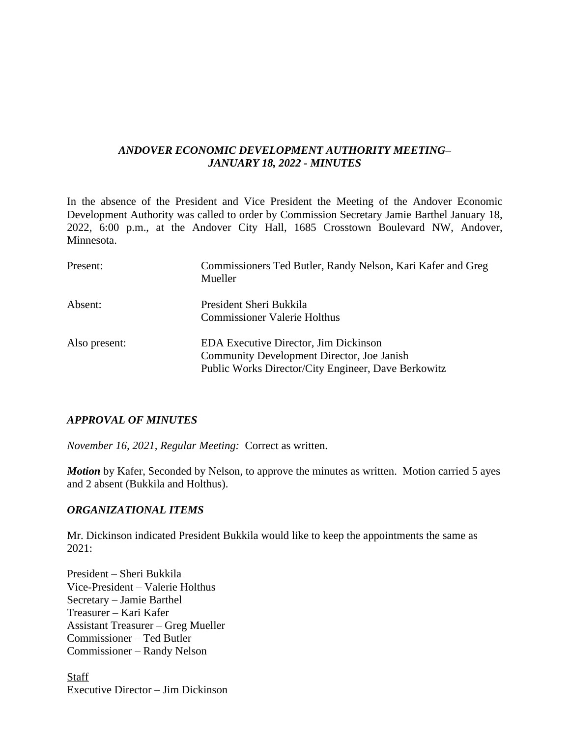# *ANDOVER ECONOMIC DEVELOPMENT AUTHORITY MEETING– JANUARY 18, 2022 - MINUTES*

In the absence of the President and Vice President the Meeting of the Andover Economic Development Authority was called to order by Commission Secretary Jamie Barthel January 18, 2022, 6:00 p.m., at the Andover City Hall, 1685 Crosstown Boulevard NW, Andover, Minnesota.

| | |
|---|---|
| Present: | Commissioners Ted Butler, Randy Nelson, Kari Kafer and Greg Mueller |
| Absent: | President Sheri Bukkila<br>Commissioner Valerie Holthus |
| Also present: | EDA Executive Director, Jim Dickinson<br>Community Development Director, Joe Janish<br>Public Works Director/City Engineer, Dave Berkowitz |

## *APPROVAL OF MINUTES*

*November 16, 2021, Regular Meeting:* Correct as written.

***Motion*** by Kafer, Seconded by Nelson, to approve the minutes as written. Motion carried 5 ayes and 2 absent (Bukkila and Holthus).

## *ORGANIZATIONAL ITEMS*

Mr. Dickinson indicated President Bukkila would like to keep the appointments the same as 2021:

President – Sheri Bukkila
Vice-President – Valerie Holthus
Secretary – Jamie Barthel
Treasurer – Kari Kafer
Assistant Treasurer – Greg Mueller
Commissioner – Ted Butler
Commissioner – Randy Nelson

<u>Staff</u>
Executive Director – Jim Dickinson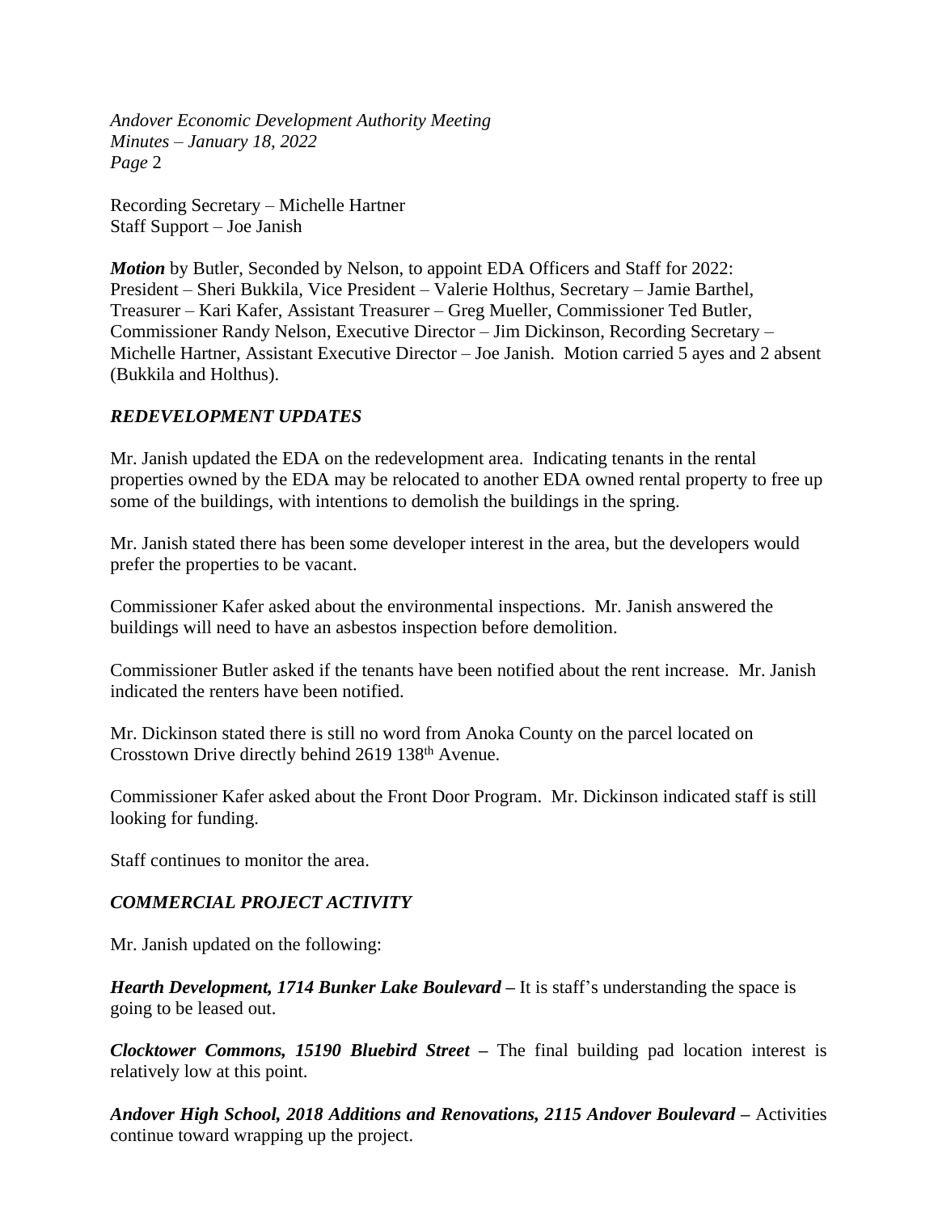Recording Secretary – Michelle Hartner
Staff Support – Joe Janish

***Motion*** by Butler, Seconded by Nelson, to appoint EDA Officers and Staff for 2022: President – Sheri Bukkila, Vice President – Valerie Holthus, Secretary – Jamie Barthel, Treasurer – Kari Kafer, Assistant Treasurer – Greg Mueller, Commissioner Ted Butler, Commissioner Randy Nelson, Executive Director – Jim Dickinson, Recording Secretary – Michelle Hartner, Assistant Executive Director – Joe Janish. Motion carried 5 ayes and 2 absent (Bukkila and Holthus).

## *REDEVELOPMENT UPDATES*

Mr. Janish updated the EDA on the redevelopment area. Indicating tenants in the rental properties owned by the EDA may be relocated to another EDA owned rental property to free up some of the buildings, with intentions to demolish the buildings in the spring.

Mr. Janish stated there has been some developer interest in the area, but the developers would prefer the properties to be vacant.

Commissioner Kafer asked about the environmental inspections. Mr. Janish answered the buildings will need to have an asbestos inspection before demolition.

Commissioner Butler asked if the tenants have been notified about the rent increase. Mr. Janish indicated the renters have been notified.

Mr. Dickinson stated there is still no word from Anoka County on the parcel located on Crosstown Drive directly behind 2619 138th Avenue.

Commissioner Kafer asked about the Front Door Program. Mr. Dickinson indicated staff is still looking for funding.

Staff continues to monitor the area.

## *COMMERCIAL PROJECT ACTIVITY*

Mr. Janish updated on the following:

***Hearth Development, 1714 Bunker Lake Boulevard –*** It is staff's understanding the space is going to be leased out.

***Clocktower Commons, 15190 Bluebird Street –*** The final building pad location interest is relatively low at this point.

***Andover High School, 2018 Additions and Renovations, 2115 Andover Boulevard –*** Activities continue toward wrapping up the project.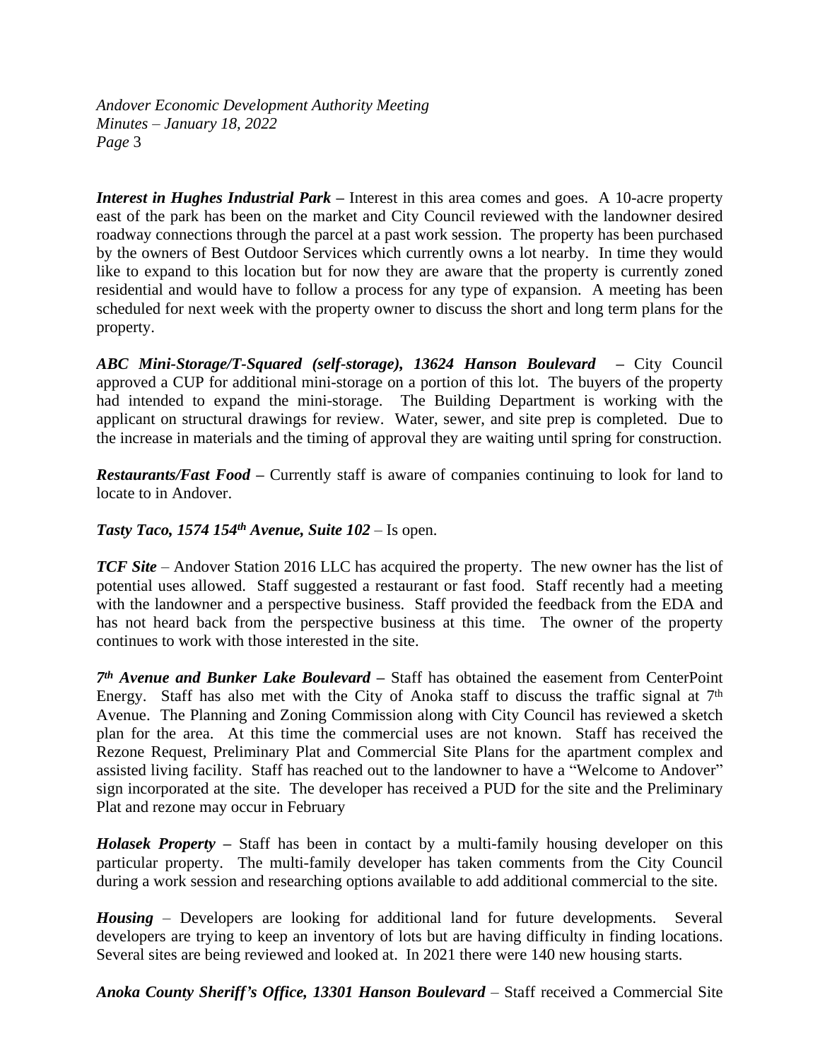***Interest in Hughes Industrial Park*** **–** Interest in this area comes and goes. A 10-acre property east of the park has been on the market and City Council reviewed with the landowner desired roadway connections through the parcel at a past work session. The property has been purchased by the owners of Best Outdoor Services which currently owns a lot nearby. In time they would like to expand to this location but for now they are aware that the property is currently zoned residential and would have to follow a process for any type of expansion. A meeting has been scheduled for next week with the property owner to discuss the short and long term plans for the property.

***ABC Mini-Storage/T-Squared (self-storage), 13624 Hanson Boulevard*** **–** City Council approved a CUP for additional mini-storage on a portion of this lot. The buyers of the property had intended to expand the mini-storage. The Building Department is working with the applicant on structural drawings for review. Water, sewer, and site prep is completed. Due to the increase in materials and the timing of approval they are waiting until spring for construction.

***Restaurants/Fast Food*** **–** Currently staff is aware of companies continuing to look for land to locate to in Andover.

***Tasty Taco, 1574 154th Avenue, Suite 102*** – Is open.

***TCF Site*** – Andover Station 2016 LLC has acquired the property. The new owner has the list of potential uses allowed. Staff suggested a restaurant or fast food. Staff recently had a meeting with the landowner and a perspective business. Staff provided the feedback from the EDA and has not heard back from the perspective business at this time. The owner of the property continues to work with those interested in the site.

***7th Avenue and Bunker Lake Boulevard*** **–** Staff has obtained the easement from CenterPoint Energy. Staff has also met with the City of Anoka staff to discuss the traffic signal at 7th Avenue. The Planning and Zoning Commission along with City Council has reviewed a sketch plan for the area. At this time the commercial uses are not known. Staff has received the Rezone Request, Preliminary Plat and Commercial Site Plans for the apartment complex and assisted living facility. Staff has reached out to the landowner to have a "Welcome to Andover" sign incorporated at the site. The developer has received a PUD for the site and the Preliminary Plat and rezone may occur in February

***Holasek Property*** **–** Staff has been in contact by a multi-family housing developer on this particular property. The multi-family developer has taken comments from the City Council during a work session and researching options available to add additional commercial to the site.

***Housing*** – Developers are looking for additional land for future developments. Several developers are trying to keep an inventory of lots but are having difficulty in finding locations. Several sites are being reviewed and looked at. In 2021 there were 140 new housing starts.

***Anoka County Sheriff's Office, 13301 Hanson Boulevard*** – Staff received a Commercial Site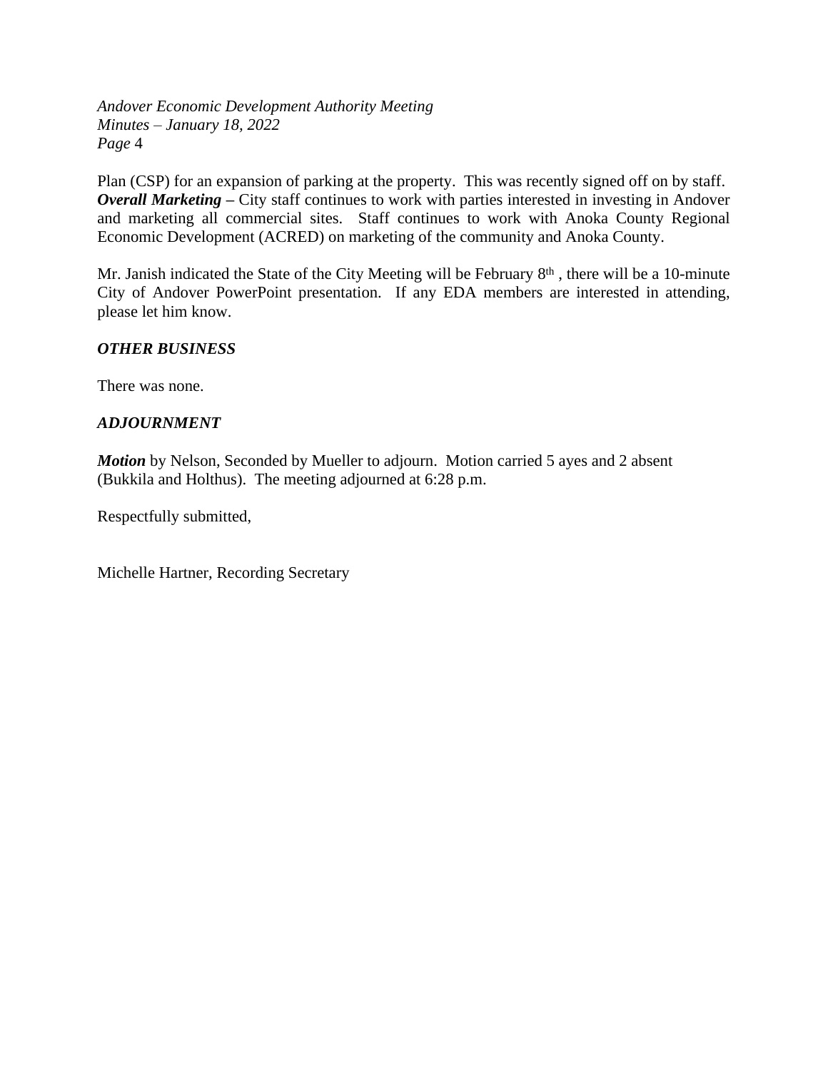Plan (CSP) for an expansion of parking at the property. This was recently signed off on by staff. ***Overall Marketing*** **–** City staff continues to work with parties interested in investing in Andover and marketing all commercial sites. Staff continues to work with Anoka County Regional Economic Development (ACRED) on marketing of the community and Anoka County.

Mr. Janish indicated the State of the City Meeting will be February $8^{th}$ , there will be a 10-minute City of Andover PowerPoint presentation. If any EDA members are interested in attending, please let him know.

***OTHER BUSINESS***

There was none.

***ADJOURNMENT***

***Motion*** by Nelson, Seconded by Mueller to adjourn. Motion carried 5 ayes and 2 absent (Bukkila and Holthus). The meeting adjourned at 6:28 p.m.

Respectfully submitted,

Michelle Hartner, Recording Secretary